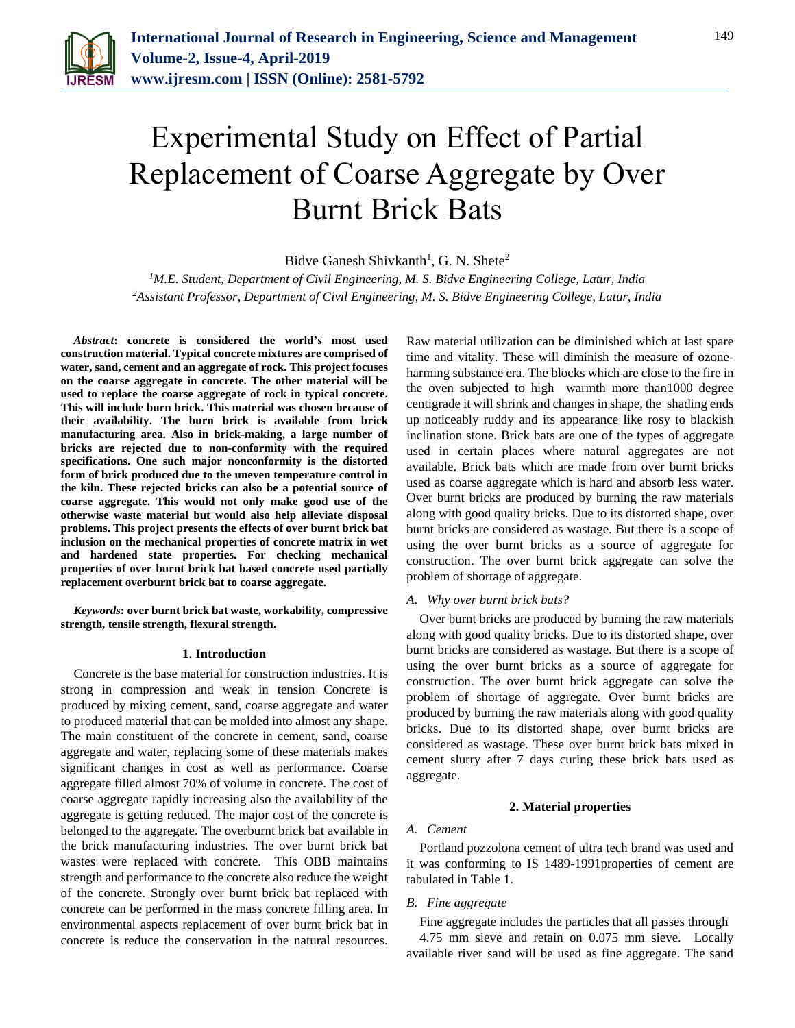# Experimental Study on Effect of Partial Replacement of Coarse Aggregate by Over Burnt Brick Bats

Bidve Ganesh Shivkanth[1], G. N. Shete[2]

[1]*M.E. Student, Department of Civil Engineering, M. S. Bidve Engineering College, Latur, India*
[2]*Assistant Professor, Department of Civil Engineering, M. S. Bidve Engineering College, Latur, India*

***Abstract*****: concrete is considered the world's most used construction material. Typical concrete mixtures are comprised of water, sand, cement and an aggregate of rock. This project focuses on the coarse aggregate in concrete. The other material will be used to replace the coarse aggregate of rock in typical concrete. This will include burn brick. This material was chosen because of their availability. The burn brick is available from brick manufacturing area. Also in brick-making, a large number of bricks are rejected due to non-conformity with the required specifications. One such major nonconformity is the distorted form of brick produced due to the uneven temperature control in the kiln. These rejected bricks can also be a potential source of coarse aggregate. This would not only make good use of the otherwise waste material but would also help alleviate disposal problems. This project presents the effects of over burnt brick bat inclusion on the mechanical properties of concrete matrix in wet and hardened state properties. For checking mechanical properties of over burnt brick bat based concrete used partially replacement overburnt brick bat to coarse aggregate.**

***Keywords*****: over burnt brick bat waste, workability, compressive strength, tensile strength, flexural strength.**

## 1. Introduction

Concrete is the base material for construction industries. It is strong in compression and weak in tension Concrete is produced by mixing cement, sand, coarse aggregate and water to produced material that can be molded into almost any shape. The main constituent of the concrete in cement, sand, coarse aggregate and water, replacing some of these materials makes significant changes in cost as well as performance. Coarse aggregate filled almost 70% of volume in concrete. The cost of coarse aggregate rapidly increasing also the availability of the aggregate is getting reduced. The major cost of the concrete is belonged to the aggregate. The overburnt brick bat available in the brick manufacturing industries. The over burnt brick bat wastes were replaced with concrete. This OBB maintains strength and performance to the concrete also reduce the weight of the concrete. Strongly over burnt brick bat replaced with concrete can be performed in the mass concrete filling area. In environmental aspects replacement of over burnt brick bat in concrete is reduce the conservation in the natural resources. Raw material utilization can be diminished which at last spare time and vitality. These will diminish the measure of ozone-harming substance era. The blocks which are close to the fire in the oven subjected to high warmth more than1000 degree centigrade it will shrink and changes in shape, the shading ends up noticeably ruddy and its appearance like rosy to blackish inclination stone. Brick bats are one of the types of aggregate used in certain places where natural aggregates are not available. Brick bats which are made from over burnt bricks used as coarse aggregate which is hard and absorb less water. Over burnt bricks are produced by burning the raw materials along with good quality bricks. Due to its distorted shape, over burnt bricks are considered as wastage. But there is a scope of using the over burnt bricks as a source of aggregate for construction. The over burnt brick aggregate can solve the problem of shortage of aggregate.

### *A. Why over burnt brick bats?*

Over burnt bricks are produced by burning the raw materials along with good quality bricks. Due to its distorted shape, over burnt bricks are considered as wastage. But there is a scope of using the over burnt bricks as a source of aggregate for construction. The over burnt brick aggregate can solve the problem of shortage of aggregate. Over burnt bricks are produced by burning the raw materials along with good quality bricks. Due to its distorted shape, over burnt bricks are considered as wastage. These over burnt brick bats mixed in cement slurry after 7 days curing these brick bats used as aggregate.

## 2. Material properties

### *A. Cement*

Portland pozzolona cement of ultra tech brand was used and it was conforming to IS 1489-1991properties of cement are tabulated in Table 1.

### *B. Fine aggregate*

Fine aggregate includes the particles that all passes through 4.75 mm sieve and retain on 0.075 mm sieve. Locally available river sand will be used as fine aggregate. The sand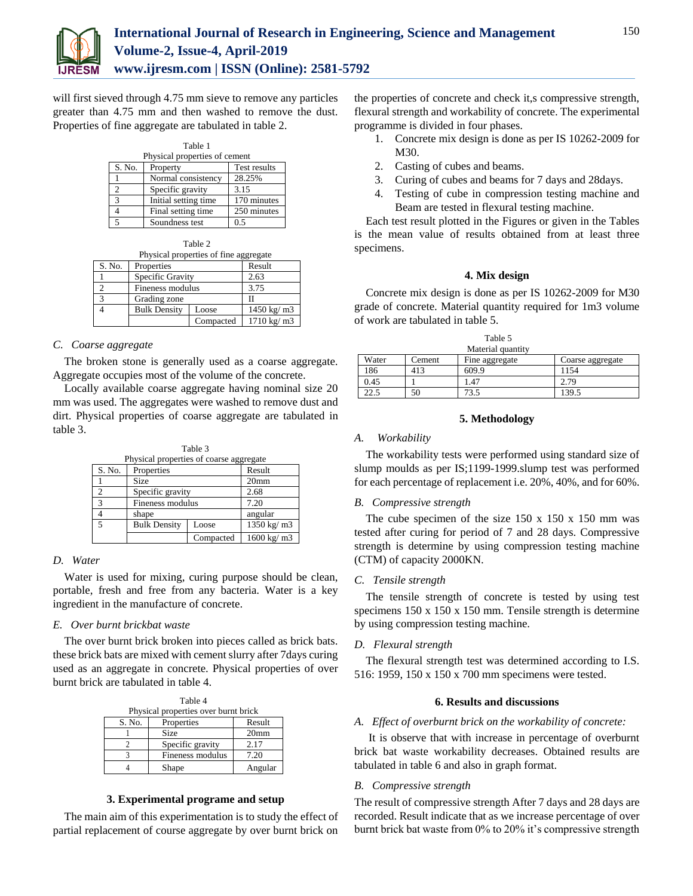will first sieved through 4.75 mm sieve to remove any particles greater than 4.75 mm and then washed to remove the dust. Properties of fine aggregate are tabulated in table 2.

Table 1
Physical properties of cement

| S. No. | Property | Test results |
|---|---|---|
| 1 | Normal consistency | 28.25% |
| 2 | Specific gravity | 3.15 |
| 3 | Initial setting time | 170 minutes |
| 4 | Final setting time | 250 minutes |
| 5 | Soundness test | 0.5 |

Table 2
Physical properties of fine aggregate

| S. No. | Properties | | Result |
|---|---|---|---|
| 1 | Specific Gravity | | 2.63 |
| 2 | Fineness modulus | | 3.75 |
| 3 | Grading zone | | II |
| 4 | Bulk Density | Loose | 1450 kg/ m3 |
| | | Compacted | 1710 kg/ m3 |

### *C. Coarse aggregate*

The broken stone is generally used as a coarse aggregate. Aggregate occupies most of the volume of the concrete.

Locally available coarse aggregate having nominal size 20 mm was used. The aggregates were washed to remove dust and dirt. Physical properties of coarse aggregate are tabulated in table 3.

Table 3
Physical properties of coarse aggregate

| S. No. | Properties | | Result |
|---|---|---|---|
| 1 | Size | | 20mm |
| 2 | Specific gravity | | 2.68 |
| 3 | Fineness modulus | | 7.20 |
| 4 | shape | | angular |
| 5 | Bulk Density | Loose | 1350 kg/ m3 |
| | | Compacted | 1600 kg/ m3 |

### *D. Water*

Water is used for mixing, curing purpose should be clean, portable, fresh and free from any bacteria. Water is a key ingredient in the manufacture of concrete.

### *E. Over burnt brickbat waste*

The over burnt brick broken into pieces called as brick bats. these brick bats are mixed with cement slurry after 7days curing used as an aggregate in concrete. Physical properties of over burnt brick are tabulated in table 4.

Table 4
Physical properties over burnt brick

| S. No. | Properties | Result |
|---|---|---|
| 1 | Size | 20mm |
| 2 | Specific gravity | 2.17 |
| 3 | Fineness modulus | 7.20 |
| 4 | Shape | Angular |

## 3. Experimental programe and setup

The main aim of this experimentation is to study the effect of partial replacement of course aggregate by over burnt brick on the properties of concrete and check it,s compressive strength, flexural strength and workability of concrete. The experimental programme is divided in four phases.

1. Concrete mix design is done as per IS 10262-2009 for M30.
2. Casting of cubes and beams.
3. Curing of cubes and beams for 7 days and 28days.
4. Testing of cube in compression testing machine and Beam are tested in flexural testing machine.

Each test result plotted in the Figures or given in the Tables is the mean value of results obtained from at least three specimens.

## 4. Mix design

Concrete mix design is done as per IS 10262-2009 for M30 grade of concrete. Material quantity required for 1m3 volume of work are tabulated in table 5.

Table 5
Material quantity

| Water | Cement | Fine aggregate | Coarse aggregate |
|---|---|---|---|
| 186 | 413 | 609.9 | 1154 |
| 0.45 | 1 | 1.47 | 2.79 |
| 22.5 | 50 | 73.5 | 139.5 |

## 5. Methodology

### *A. Workability*

The workability tests were performed using standard size of slump moulds as per IS;1199-1999.slump test was performed for each percentage of replacement i.e. 20%, 40%, and for 60%.

### *B. Compressive strength*

The cube specimen of the size 150 x 150 x 150 mm was tested after curing for period of 7 and 28 days. Compressive strength is determine by using compression testing machine (CTM) of capacity 2000KN.

### *C. Tensile strength*

The tensile strength of concrete is tested by using test specimens 150 x 150 x 150 mm. Tensile strength is determine by using compression testing machine.

### *D. Flexural strength*

The flexural strength test was determined according to I.S. 516: 1959, 150 x 150 x 700 mm specimens were tested.

## 6. Results and discussions

### *A. Effect of overburnt brick on the workability of concrete:*

It is observe that with increase in percentage of overburnt brick bat waste workability decreases. Obtained results are tabulated in table 6 and also in graph format.

### *B. Compressive strength*

The result of compressive strength After 7 days and 28 days are recorded. Result indicate that as we increase percentage of over burnt brick bat waste from 0% to 20% it's compressive strength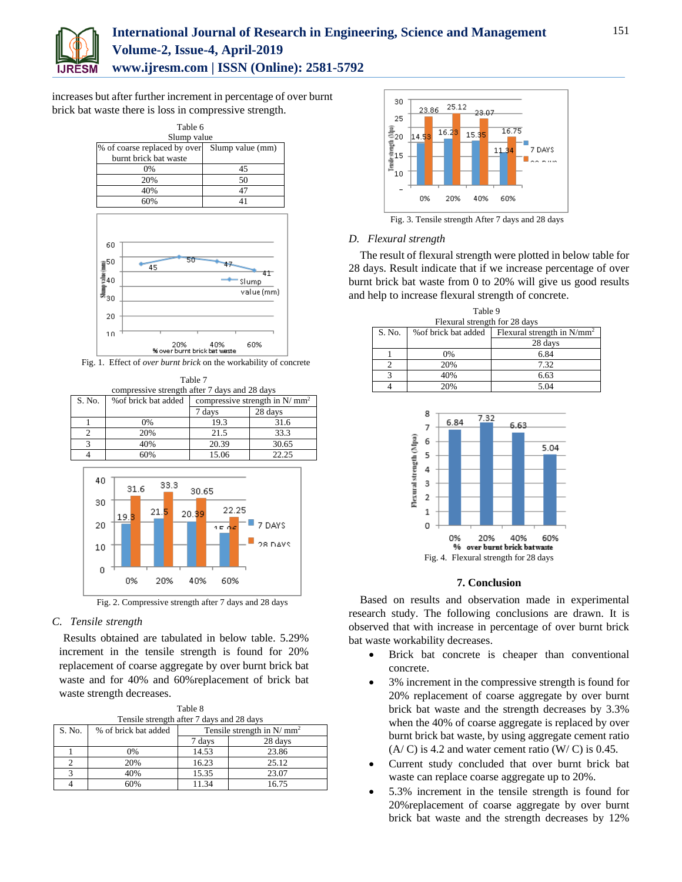increases but after further increment in percentage of over burnt brick bat waste there is loss in compressive strength.

Table 6
Slump value

| % of coarse replaced by over burnt brick bat waste | Slump value (mm) |
|---|---|
| 0% | 45 |
| 20% | 50 |
| 40% | 47 |
| 60% | 41 |

Fig. 1. Effect of *over burnt brick* on the workability of concrete

Table 7
compressive strength after 7 days and 28 days

| S. No. | %of brick bat added | compressive strength in N/ mm$^2$ | |
|---|---|---|---|
| | | 7 days | 28 days |
| 1 | 0% | 19.3 | 31.6 |
| 2 | 20% | 21.5 | 33.3 |
| 3 | 40% | 20.39 | 30.65 |
| 4 | 60% | 15.06 | 22.25 |

Fig. 2. Compressive strength after 7 days and 28 days

### *C. Tensile strength*

Results obtained are tabulated in below table. 5.29% increment in the tensile strength is found for 20% replacement of coarse aggregate by over burnt brick bat waste and for 40% and 60%replacement of brick bat waste strength decreases.

Table 8
Tensile strength after 7 days and 28 days

| S. No. | % of brick bat added | Tensile strength in N/ mm$^2$ | |
|---|---|---|---|
| | | 7 days | 28 days |
| 1 | 0% | 14.53 | 23.86 |
| 2 | 20% | 16.23 | 25.12 |
| 3 | 40% | 15.35 | 23.07 |
| 4 | 60% | 11.34 | 16.75 |

Fig. 3. Tensile strength After 7 days and 28 days

### *D. Flexural strength*

The result of flexural strength were plotted in below table for 28 days. Result indicate that if we increase percentage of over burnt brick bat waste from 0 to 20% will give us good results and help to increase flexural strength of concrete.

Table 9
Flexural strength for 28 days

| S. No. | %of brick bat added | Flexural strength in N/mm$^2$ |
|---|---|---|
| | | 28 days |
| 1 | 0% | 6.84 |
| 2 | 20% | 7.32 |
| 3 | 40% | 6.63 |
| 4 | 20% | 5.04 |

Fig. 4. Flexural strength for 28 days

## 7. Conclusion

Based on results and observation made in experimental research study. The following conclusions are drawn. It is observed that with increase in percentage of over burnt brick bat waste workability decreases.

- Brick bat concrete is cheaper than conventional concrete.
- 3% increment in the compressive strength is found for 20% replacement of coarse aggregate by over burnt brick bat waste and the strength decreases by 3.3% when the 40% of coarse aggregate is replaced by over burnt brick bat waste, by using aggregate cement ratio (A/ C) is 4.2 and water cement ratio (W/ C) is 0.45.
- Current study concluded that over burnt brick bat waste can replace coarse aggregate up to 20%.
- 5.3% increment in the tensile strength is found for 20%replacement of coarse aggregate by over burnt brick bat waste and the strength decreases by 12%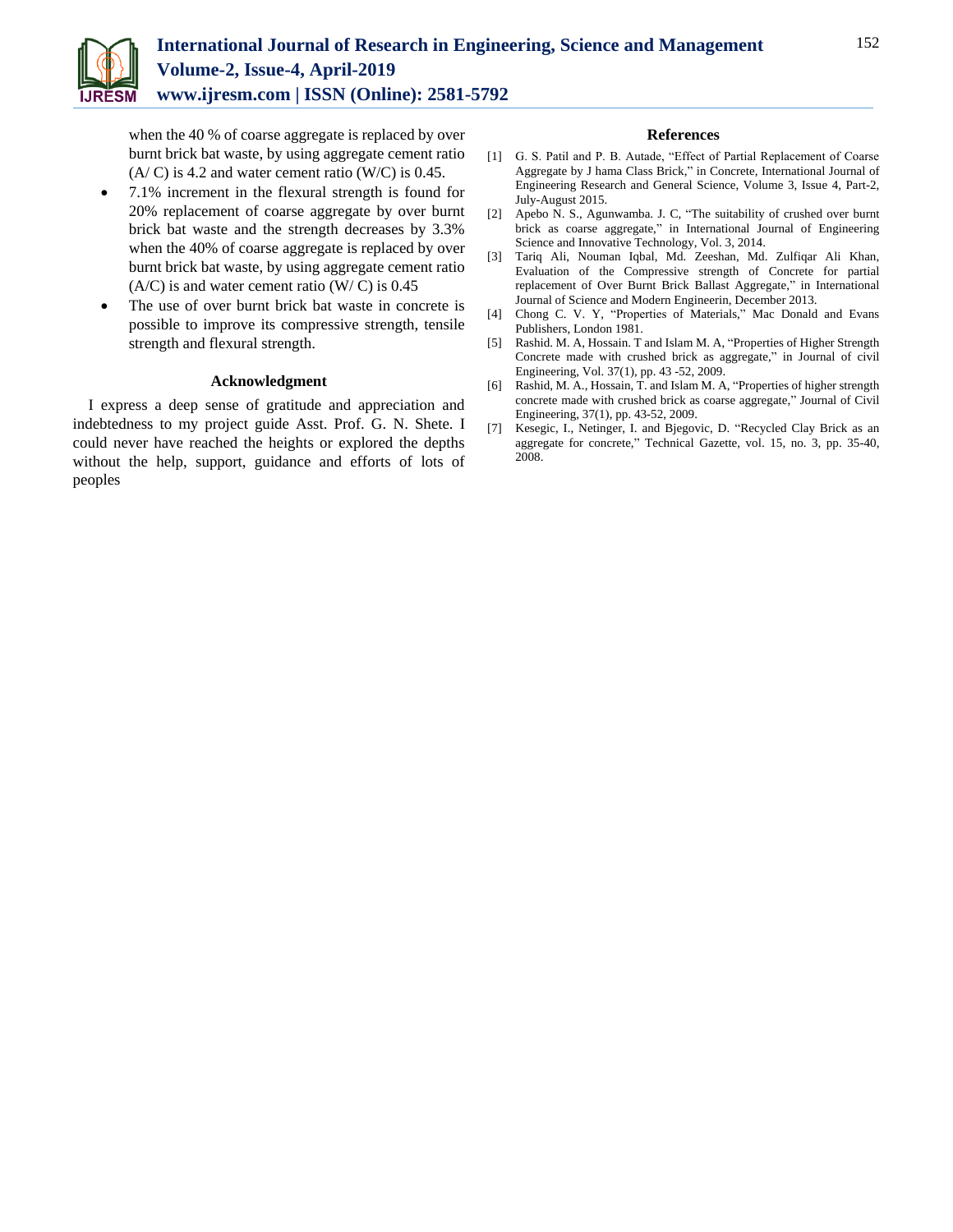when the 40 % of coarse aggregate is replaced by over burnt brick bat waste, by using aggregate cement ratio (A/ C) is 4.2 and water cement ratio (W/C) is 0.45.

- 7.1% increment in the flexural strength is found for 20% replacement of coarse aggregate by over burnt brick bat waste and the strength decreases by 3.3% when the 40% of coarse aggregate is replaced by over burnt brick bat waste, by using aggregate cement ratio (A/C) is and water cement ratio (W/ C) is 0.45
- The use of over burnt brick bat waste in concrete is possible to improve its compressive strength, tensile strength and flexural strength.

## Acknowledgment

I express a deep sense of gratitude and appreciation and indebtedness to my project guide Asst. Prof. G. N. Shete. I could never have reached the heights or explored the depths without the help, support, guidance and efforts of lots of peoples

## References

[1] G. S. Patil and P. B. Autade, "Effect of Partial Replacement of Coarse Aggregate by J hama Class Brick," in Concrete, International Journal of Engineering Research and General Science, Volume 3, Issue 4, Part-2, July-August 2015.

[2] Apebo N. S., Agunwamba. J. C, "The suitability of crushed over burnt brick as coarse aggregate," in International Journal of Engineering Science and Innovative Technology, Vol. 3, 2014.

[3] Tariq Ali, Nouman Iqbal, Md. Zeeshan, Md. Zulfiqar Ali Khan, Evaluation of the Compressive strength of Concrete for partial replacement of Over Burnt Brick Ballast Aggregate," in International Journal of Science and Modern Engineerin, December 2013.

[4] Chong C. V. Y, "Properties of Materials," Mac Donald and Evans Publishers, London 1981.

[5] Rashid. M. A, Hossain. T and Islam M. A, "Properties of Higher Strength Concrete made with crushed brick as aggregate," in Journal of civil Engineering, Vol. 37(1), pp. 43 -52, 2009.

[6] Rashid, M. A., Hossain, T. and Islam M. A, "Properties of higher strength concrete made with crushed brick as coarse aggregate," Journal of Civil Engineering, 37(1), pp. 43-52, 2009.

[7] Kesegic, I., Netinger, I. and Bjegovic, D. "Recycled Clay Brick as an aggregate for concrete," Technical Gazette, vol. 15, no. 3, pp. 35-40, 2008.